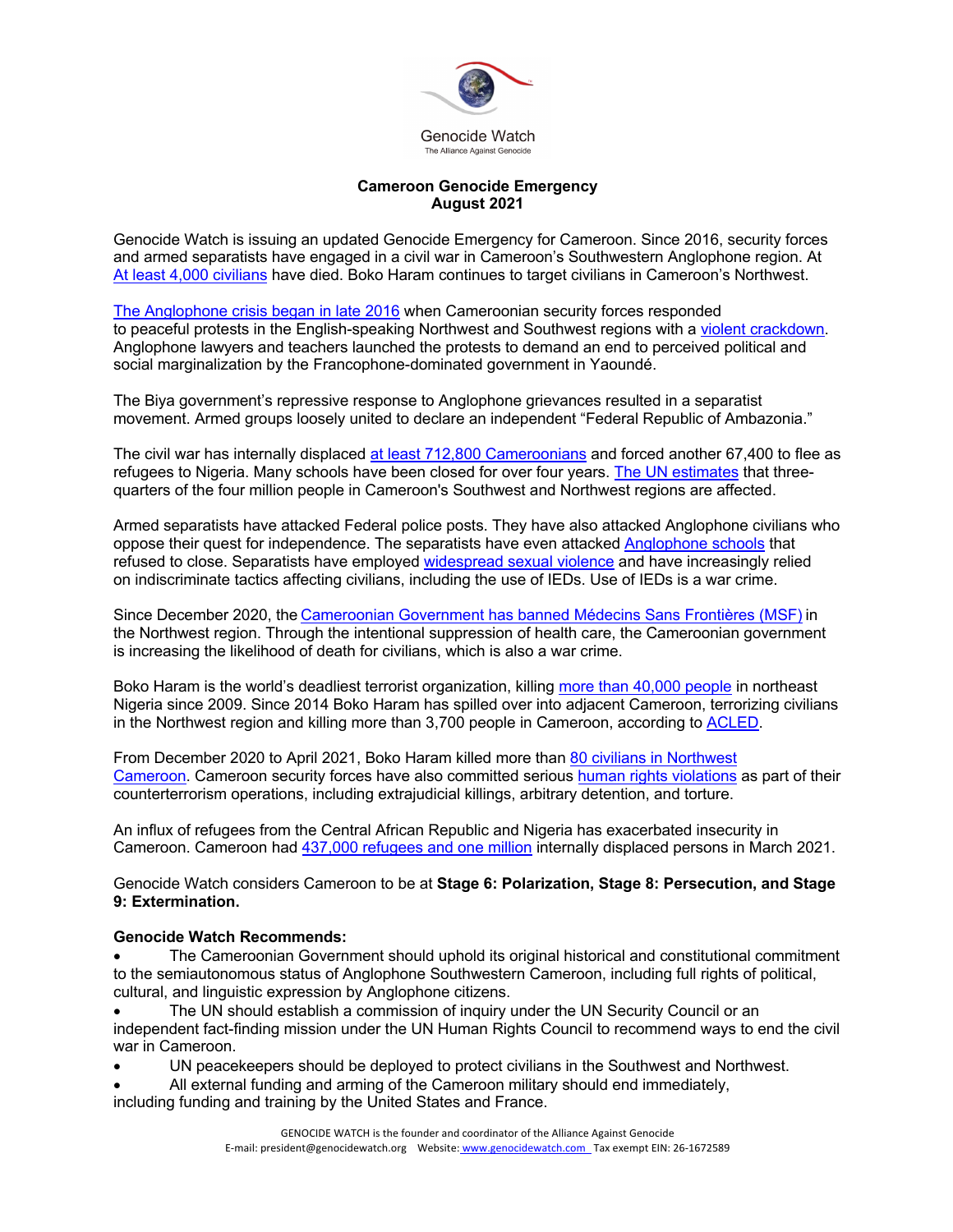Genocide Watch

The Alliance Against Genocide

**Cameroon Genocide Emergency**
**August 2021**

Genocide Watch is issuing an updated Genocide Emergency for Cameroon. Since 2016, security forces and armed separatists have engaged in a civil war in Cameroon's Southwestern Anglophone region. At least 4,000 civilians have died. Boko Haram continues to target civilians in Cameroon's Northwest.

The Anglophone crisis began in late 2016 when Cameroonian security forces responded to peaceful protests in the English-speaking Northwest and Southwest regions with a violent crackdown. Anglophone lawyers and teachers launched the protests to demand an end to perceived political and social marginalization by the Francophone-dominated government in Yaoundé.

The Biya government's repressive response to Anglophone grievances resulted in a separatist movement. Armed groups loosely united to declare an independent "Federal Republic of Ambazonia."

The civil war has internally displaced at least 712,800 Cameroonians and forced another 67,400 to flee as refugees to Nigeria. Many schools have been closed for over four years. The UN estimates that three-quarters of the four million people in Cameroon's Southwest and Northwest regions are affected.

Armed separatists have attacked Federal police posts. They have also attacked Anglophone civilians who oppose their quest for independence. The separatists have even attacked Anglophone schools that refused to close. Separatists have employed widespread sexual violence and have increasingly relied on indiscriminate tactics affecting civilians, including the use of IEDs. Use of IEDs is a war crime.

Since December 2020, the Cameroonian Government has banned Médecins Sans Frontières (MSF) in the Northwest region. Through the intentional suppression of health care, the Cameroonian government is increasing the likelihood of death for civilians, which is also a war crime.

Boko Haram is the world's deadliest terrorist organization, killing more than 40,000 people in northeast Nigeria since 2009. Since 2014 Boko Haram has spilled over into adjacent Cameroon, terrorizing civilians in the Northwest region and killing more than 3,700 people in Cameroon, according to ACLED.

From December 2020 to April 2021, Boko Haram killed more than 80 civilians in Northwest Cameroon. Cameroon security forces have also committed serious human rights violations as part of their counterterrorism operations, including extrajudicial killings, arbitrary detention, and torture.

An influx of refugees from the Central African Republic and Nigeria has exacerbated insecurity in Cameroon. Cameroon had 437,000 refugees and one million internally displaced persons in March 2021.

Genocide Watch considers Cameroon to be at **Stage 6: Polarization, Stage 8: Persecution, and Stage 9: Extermination.**

**Genocide Watch Recommends:**

- The Cameroonian Government should uphold its original historical and constitutional commitment to the semiautonomous status of Anglophone Southwestern Cameroon, including full rights of political, cultural, and linguistic expression by Anglophone citizens.
- The UN should establish a commission of inquiry under the UN Security Council or an independent fact-finding mission under the UN Human Rights Council to recommend ways to end the civil war in Cameroon.
- UN peacekeepers should be deployed to protect civilians in the Southwest and Northwest.
- All external funding and arming of the Cameroon military should end immediately, including funding and training by the United States and France.

GENOCIDE WATCH is the founder and coordinator of the Alliance Against Genocide
E-mail: president@genocidewatch.org Website: www.genocidewatch.com Tax exempt EIN: 26-1672589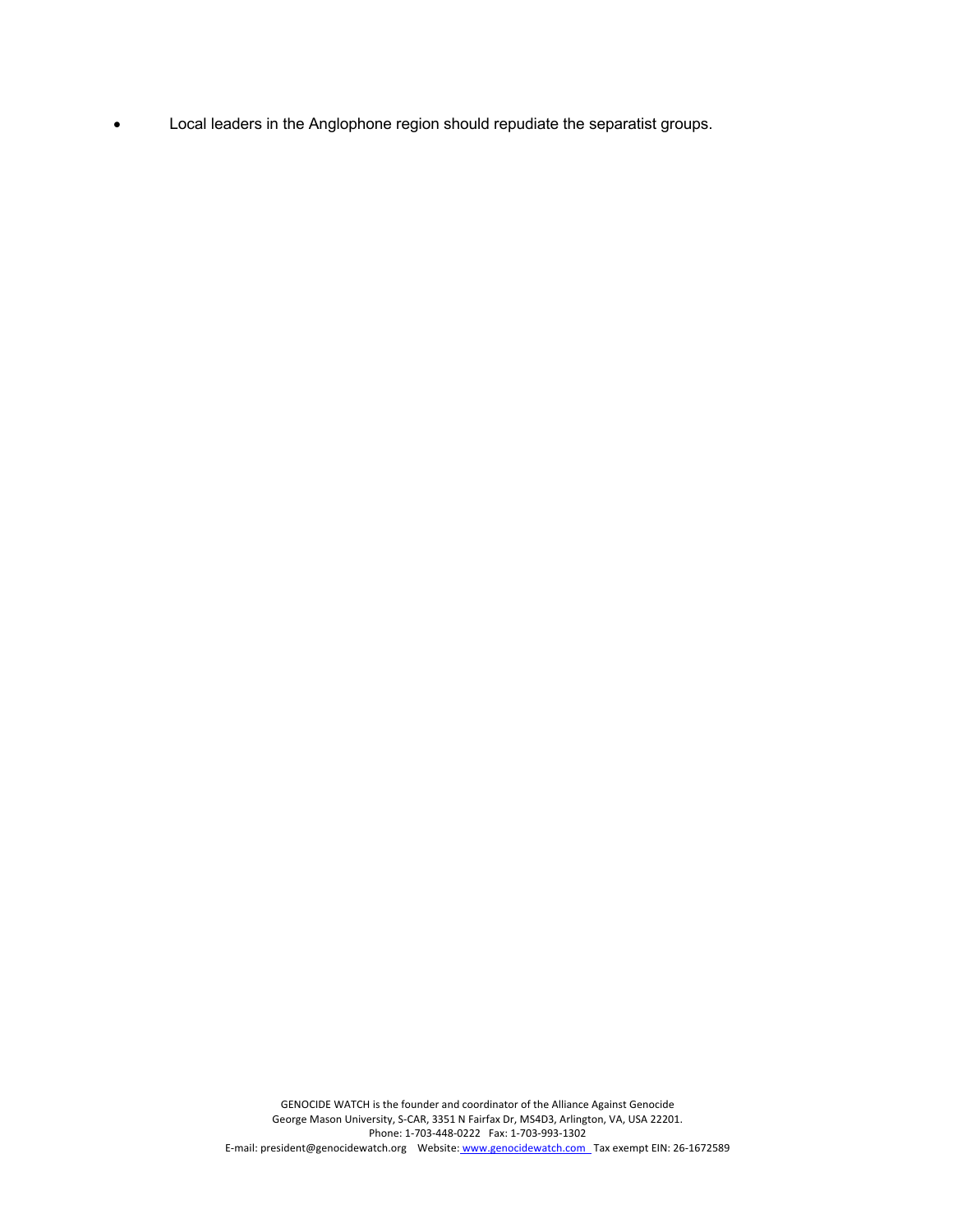- Local leaders in the Anglophone region should repudiate the separatist groups.

GENOCIDE WATCH is the founder and coordinator of the Alliance Against Genocide
George Mason University, S-CAR, 3351 N Fairfax Dr, MS4D3, Arlington, VA, USA 22201.
Phone: 1-703-448-0222 Fax: 1-703-993-1302
E-mail: president@genocidewatch.org Website: www.genocidewatch.com Tax exempt EIN: 26-1672589